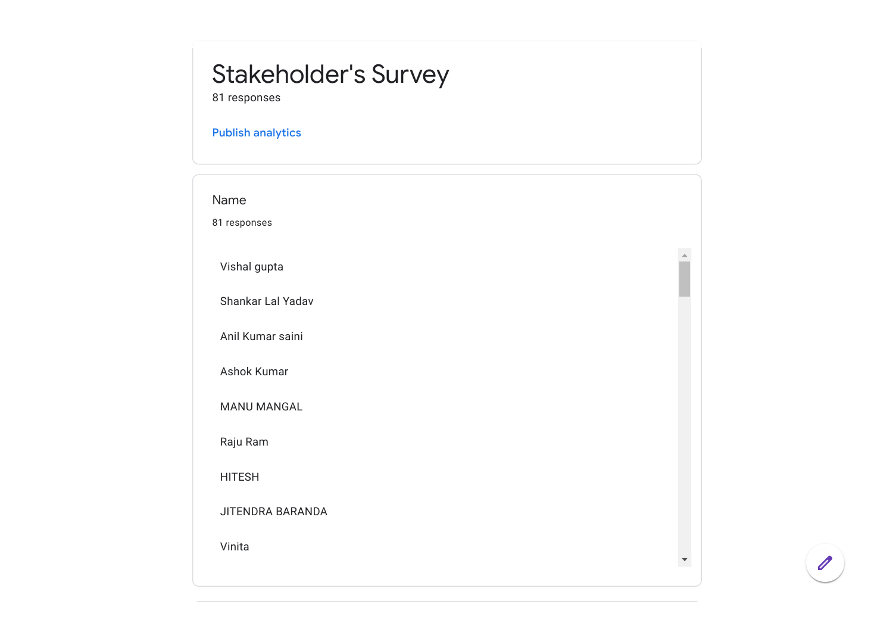# Stakeholder's Survey

81 responses

Publish analytics

## Name

81 responses

Vishal gupta

Shankar Lal Yadav

Anil Kumar saini

Ashok Kumar

MANU MANGAL

Raju Ram

HITESH

JITENDRA BARANDA

Vinita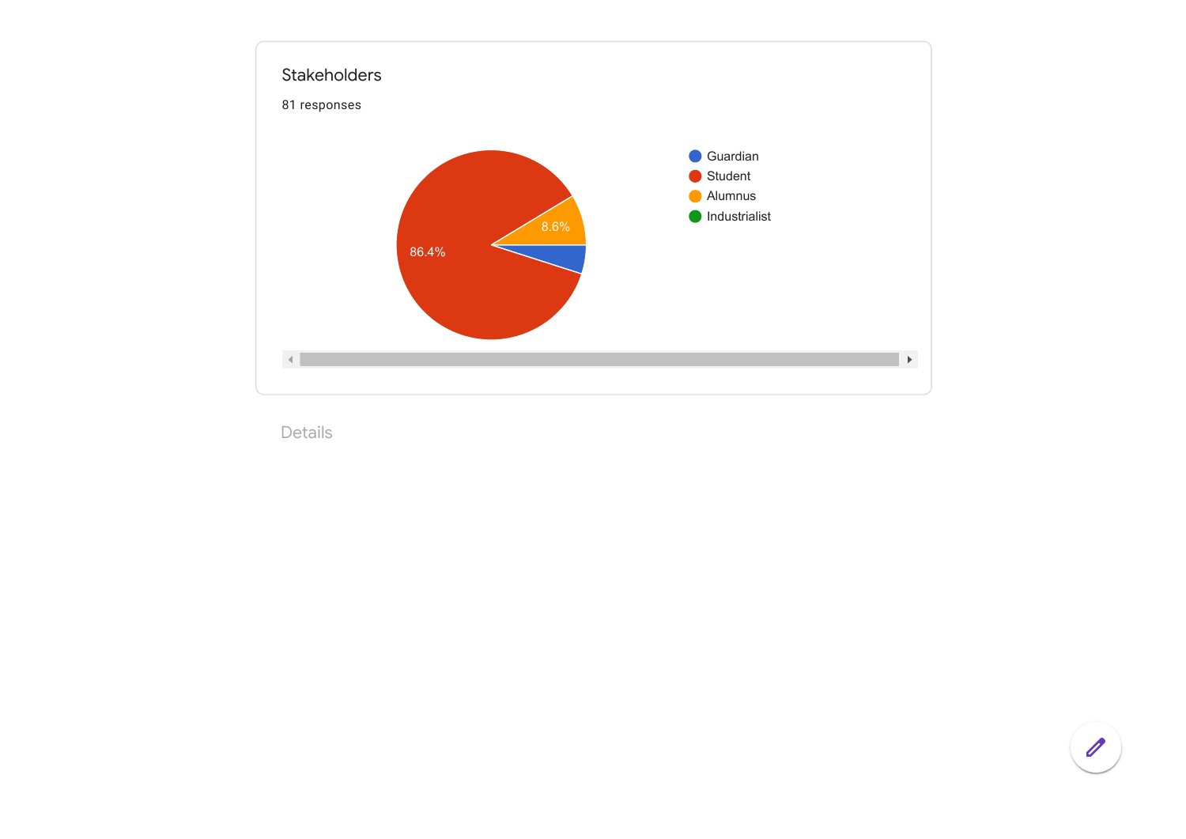## Stakeholders

81 responses

- Guardian
- Student
- Alumnus
- Industrialist

86.4%

8.6%

Details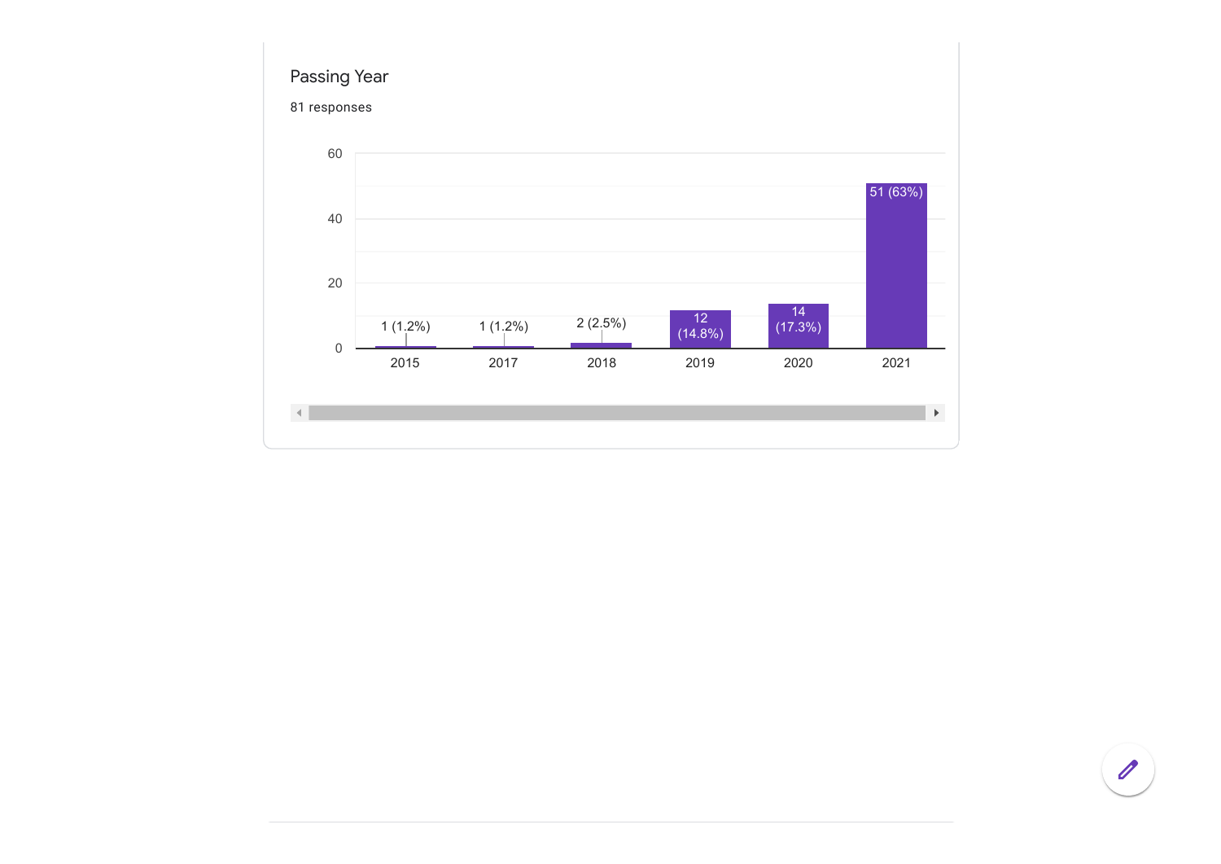Passing Year

81 responses

| Passing Year | Responses |
|---|---|
| 2015 | 1 (1.2%) |
| 2017 | 1 (1.2%) |
| 2018 | 2 (2.5%) |
| 2019 | 12 (14.8%) |
| 2020 | 14 (17.3%) |
| 2021 | 51 (63%) |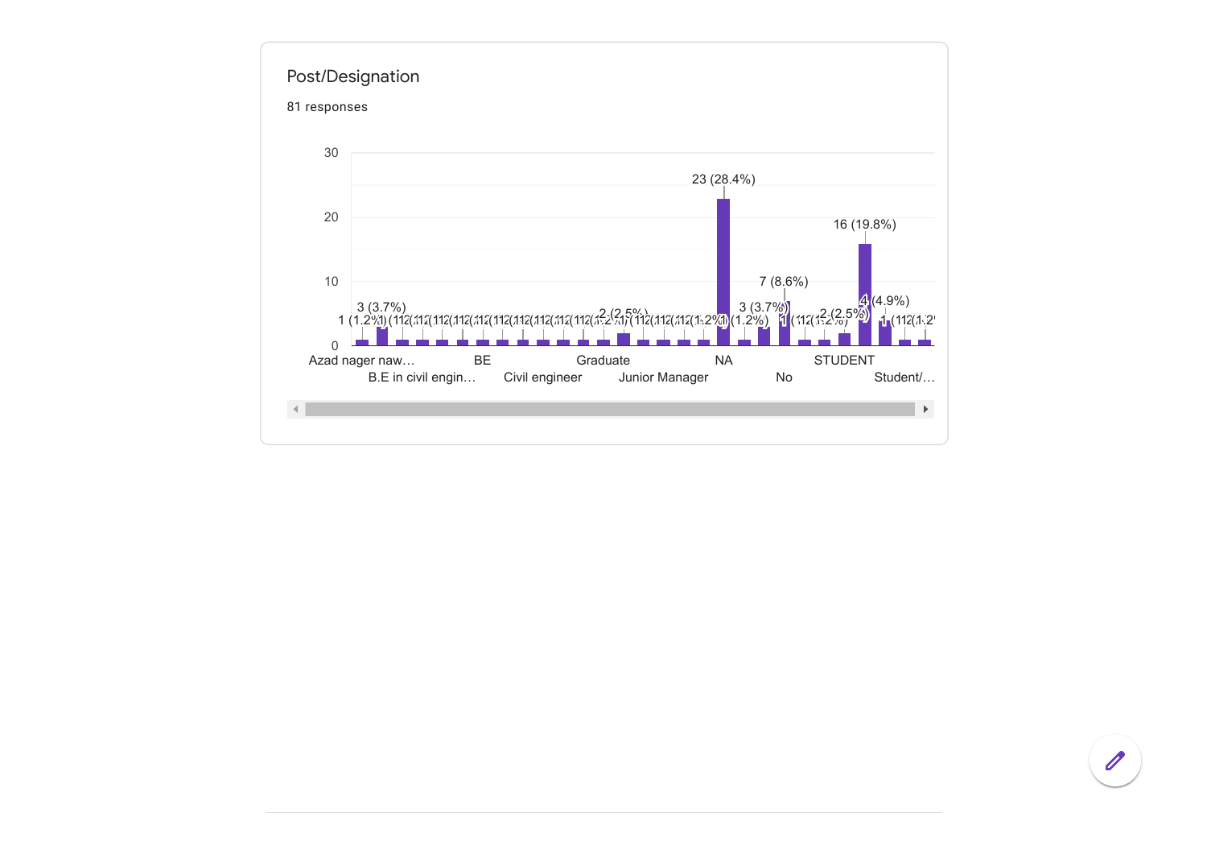## Post/Designation

81 responses

30

20

10

0

23 (28.4%)

16 (19.8%)

7 (8.6%)

3 (3.7%)

3 (3.7%)

4 (4.9%)

2 (2.5%)

2 (2.5%)

1 (1.2%)

Azad nager naw…

B.E in civil engin…

BE

Civil engineer

Graduate

Junior Manager

NA

No

STUDENT

Student/…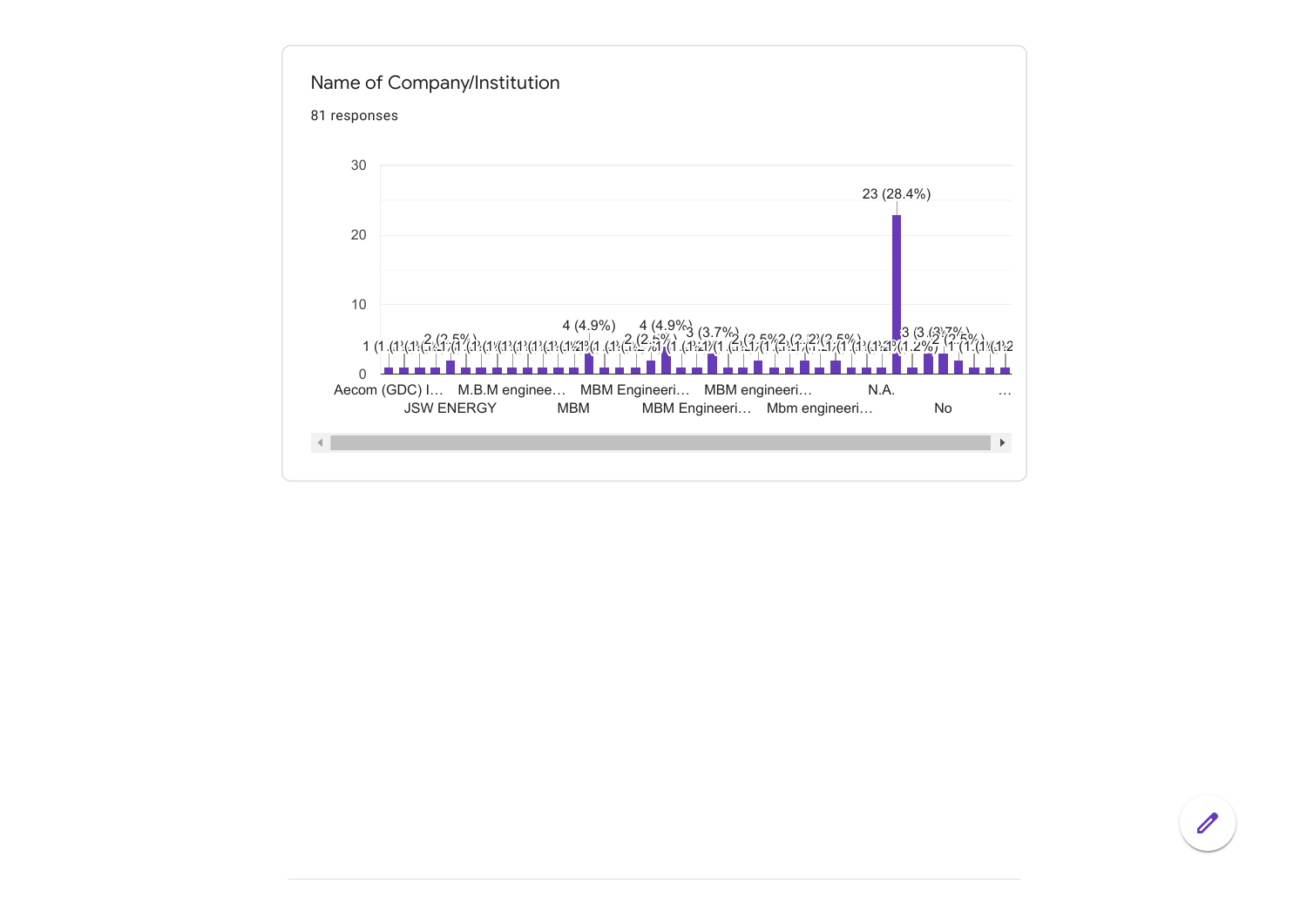Name of Company/Institution

81 responses

30

20

10

0

23 (28.4%)

4 (4.9%)

4 (4.9%)

3 (3.7%)

2 (2.5%)

1 (1.2%)

Aecom (GDC) I…

JSW ENERGY

M.B.M enginee…

MBM

MBM Engineeri…

MBM Engineeri…

MBM engineeri…

Mbm engineeri…

N.A.

No

…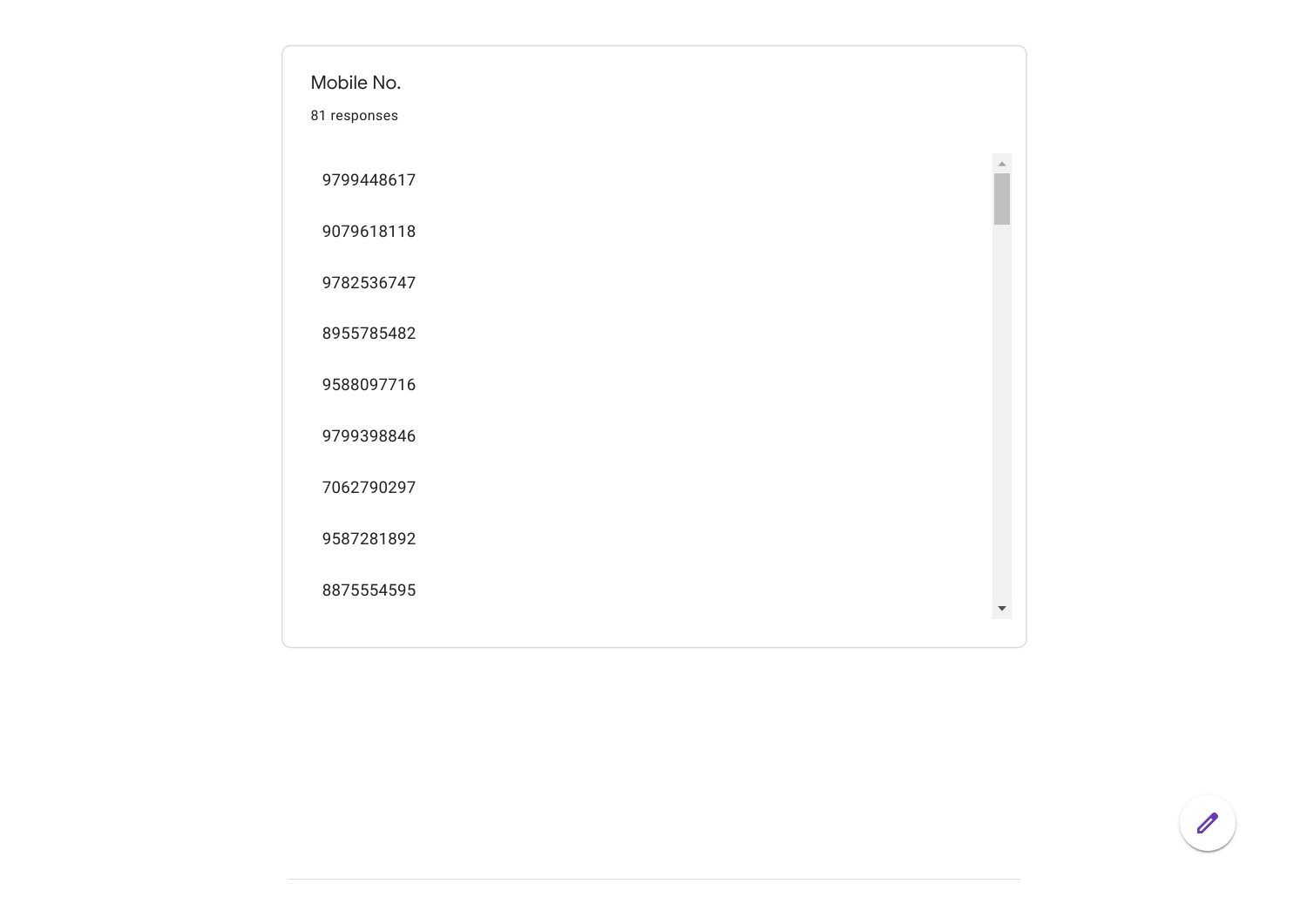## Mobile No.

81 responses

9799448617

9079618118

9782536747

8955785482

9588097716

9799398846

7062790297

9587281892

8875554595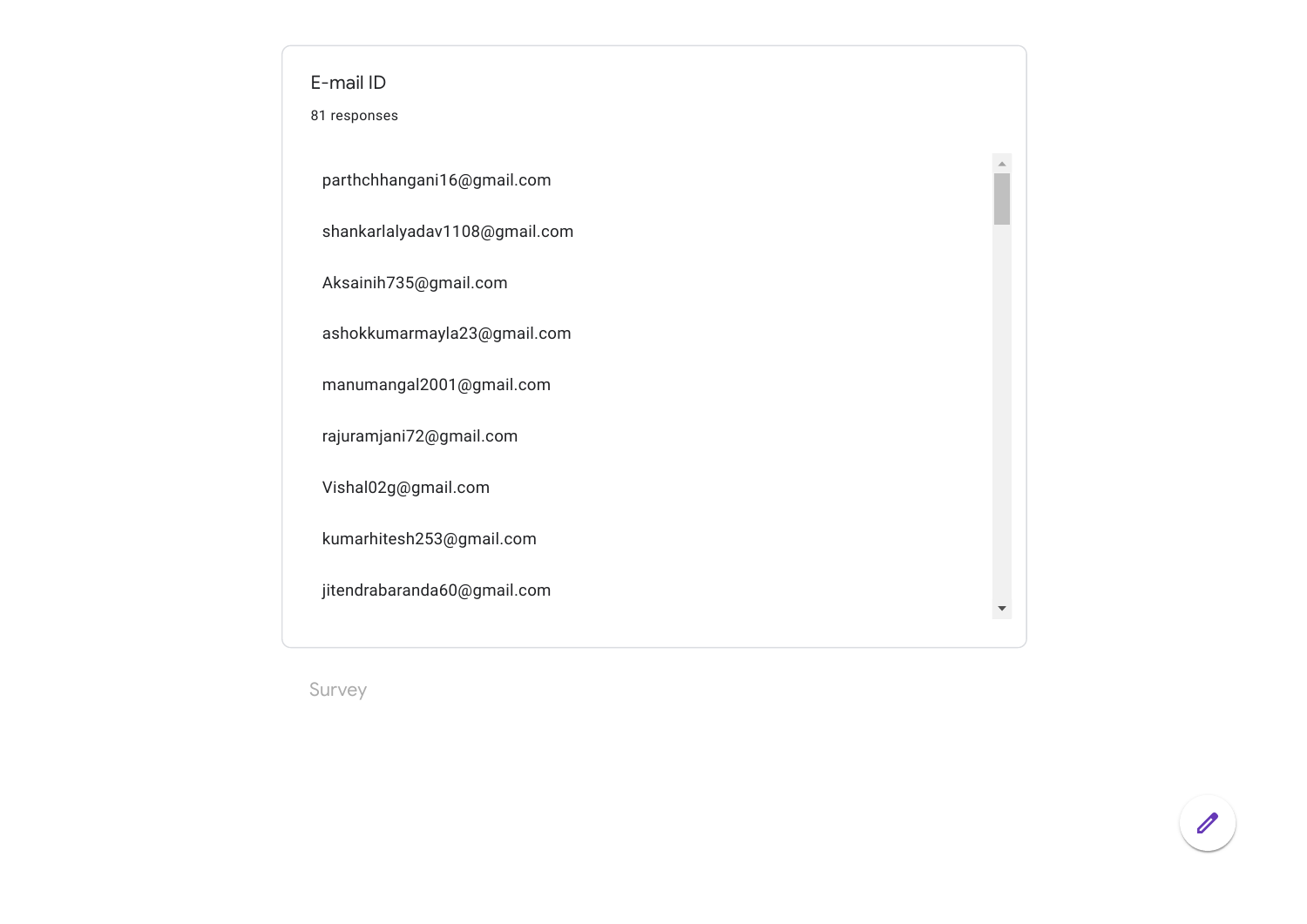### E-mail ID

81 responses

parthchhangani16@gmail.com

shankarlalyadav1108@gmail.com

Aksainih735@gmail.com

ashokkumarmayla23@gmail.com

manumangal2001@gmail.com

rajuramjani72@gmail.com

Vishal02g@gmail.com

kumarhitesh253@gmail.com

jitendrabaranda60@gmail.com

Survey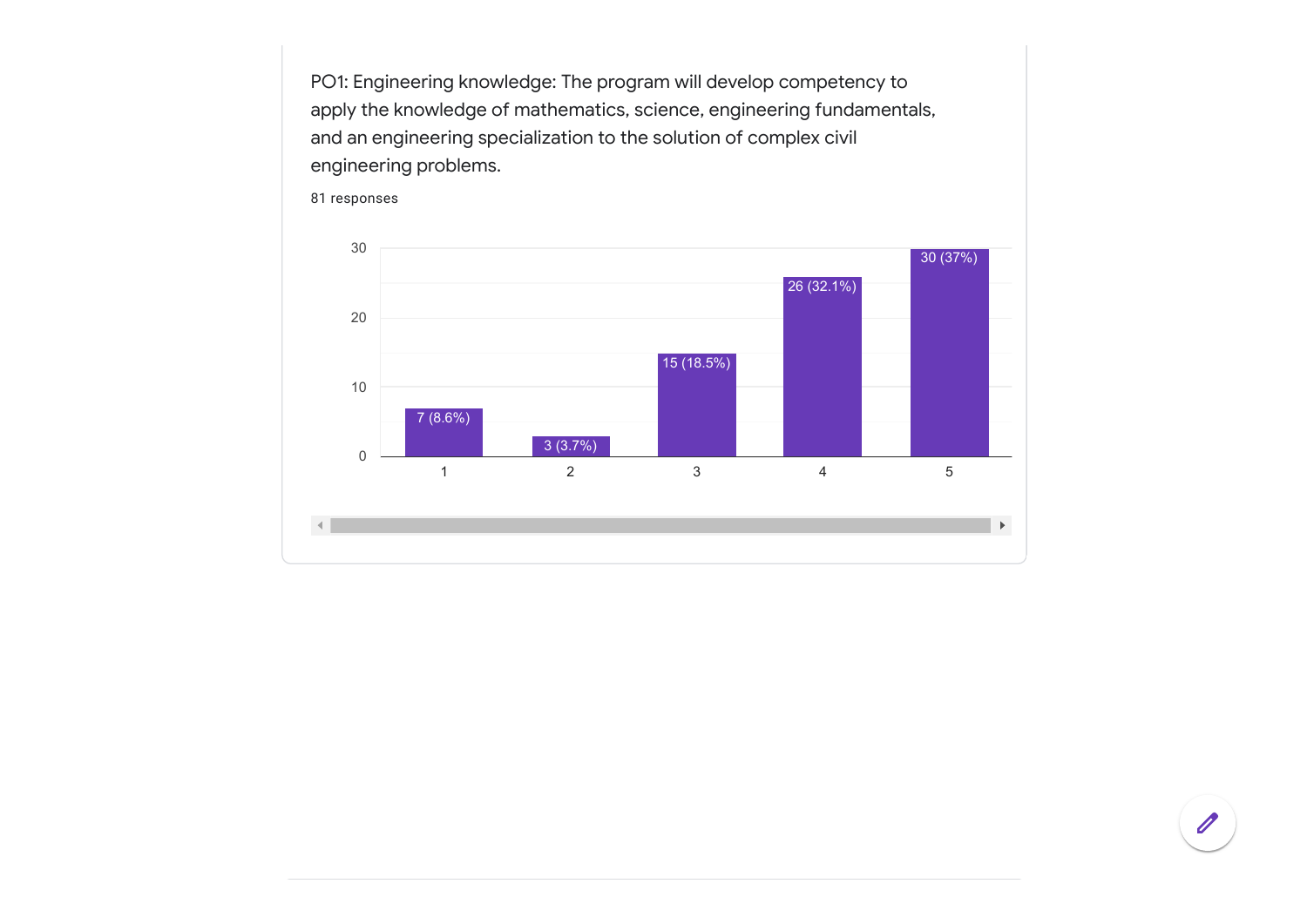PO1: Engineering knowledge: The program will develop competency to apply the knowledge of mathematics, science, engineering fundamentals, and an engineering specialization to the solution of complex civil engineering problems.

81 responses

| Rating | Responses |
|---|---|
| 1 | 7 (8.6%) |
| 2 | 3 (3.7%) |
| 3 | 15 (18.5%) |
| 4 | 26 (32.1%) |
| 5 | 30 (37%) |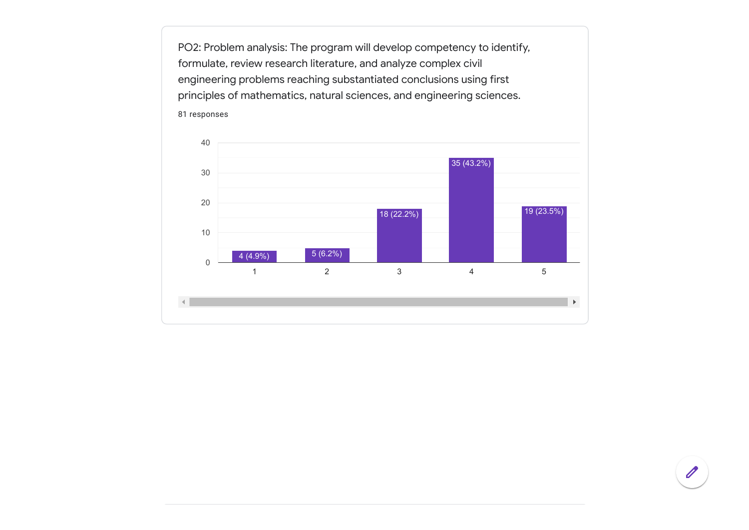PO2: Problem analysis: The program will develop competency to identify, formulate, review research literature, and analyze complex civil engineering problems reaching substantiated conclusions using first principles of mathematics, natural sciences, and engineering sciences.

81 responses

| Rating | Responses |
| --- | --- |
| 1 | 4 (4.9%) |
| 2 | 5 (6.2%) |
| 3 | 18 (22.2%) |
| 4 | 35 (43.2%) |
| 5 | 19 (23.5%) |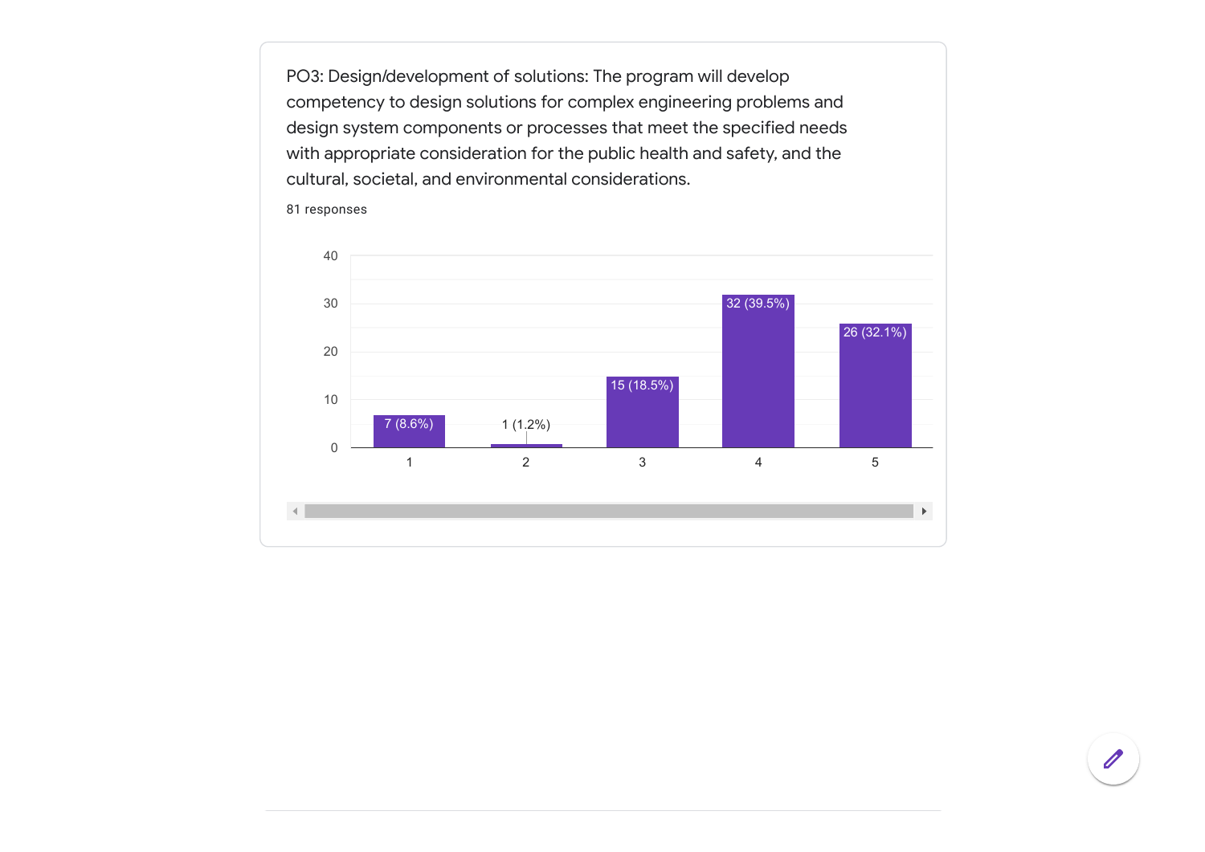PO3: Design/development of solutions: The program will develop competency to design solutions for complex engineering problems and design system components or processes that meet the specified needs with appropriate consideration for the public health and safety, and the cultural, societal, and environmental considerations.

81 responses

| Rating | Responses |
|---|---|
| 1 | 7 (8.6%) |
| 2 | 1 (1.2%) |
| 3 | 15 (18.5%) |
| 4 | 32 (39.5%) |
| 5 | 26 (32.1%) |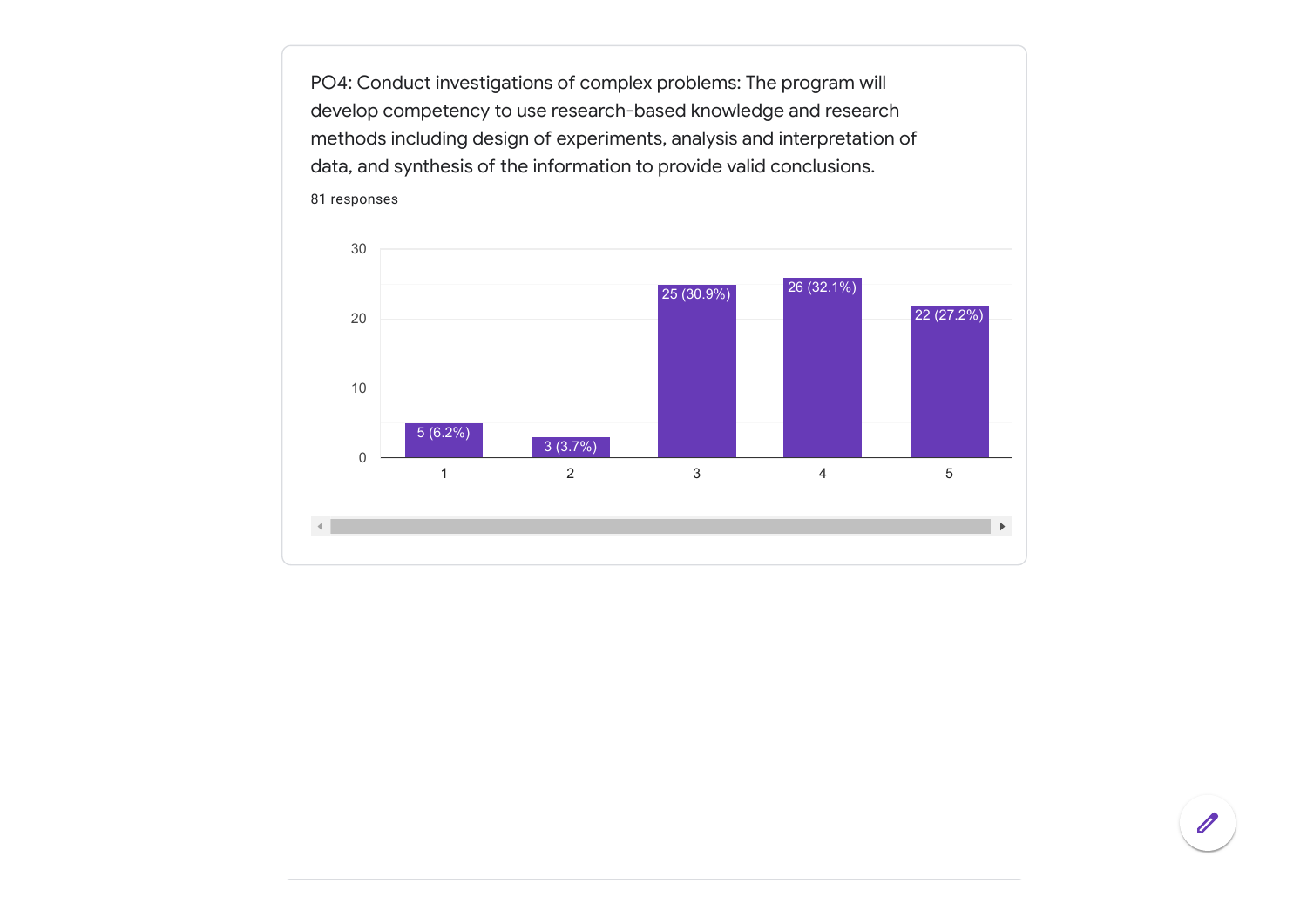PO4: Conduct investigations of complex problems: The program will develop competency to use research-based knowledge and research methods including design of experiments, analysis and interpretation of data, and synthesis of the information to provide valid conclusions.

81 responses

| Rating | Responses |
| --- | --- |
| 1 | 5 (6.2%) |
| 2 | 3 (3.7%) |
| 3 | 25 (30.9%) |
| 4 | 26 (32.1%) |
| 5 | 22 (27.2%) |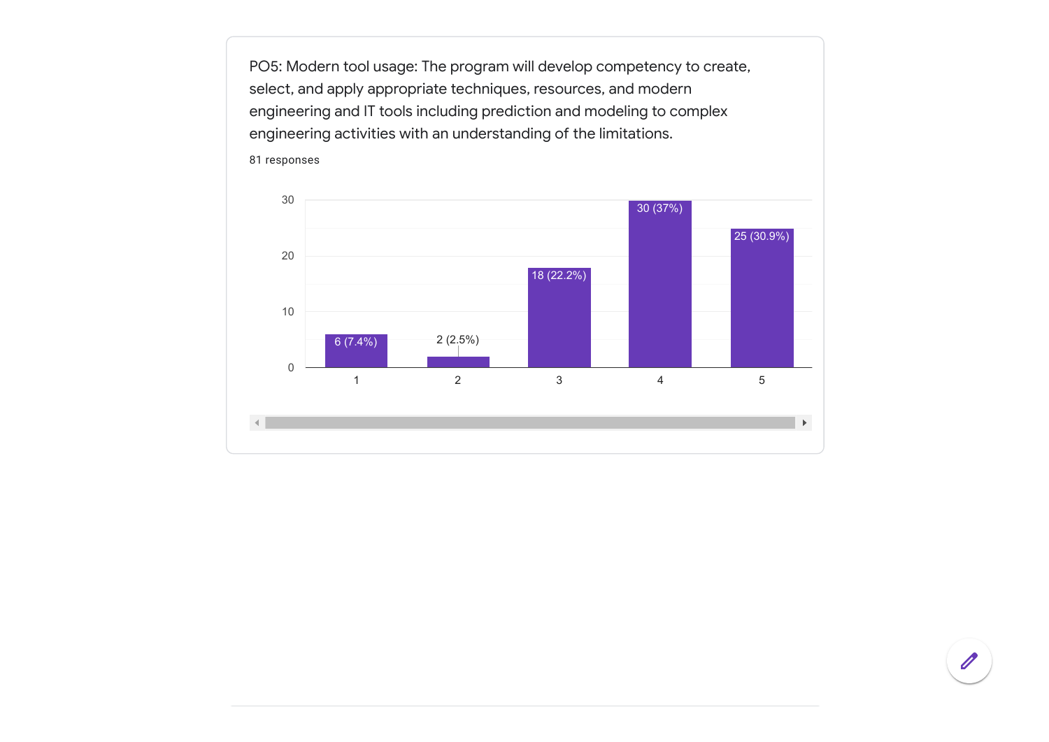PO5: Modern tool usage: The program will develop competency to create, select, and apply appropriate techniques, resources, and modern engineering and IT tools including prediction and modeling to complex engineering activities with an understanding of the limitations.

81 responses

| Rating | Responses |
| --- | --- |
| 1 | 6 (7.4%) |
| 2 | 2 (2.5%) |
| 3 | 18 (22.2%) |
| 4 | 30 (37%) |
| 5 | 25 (30.9%) |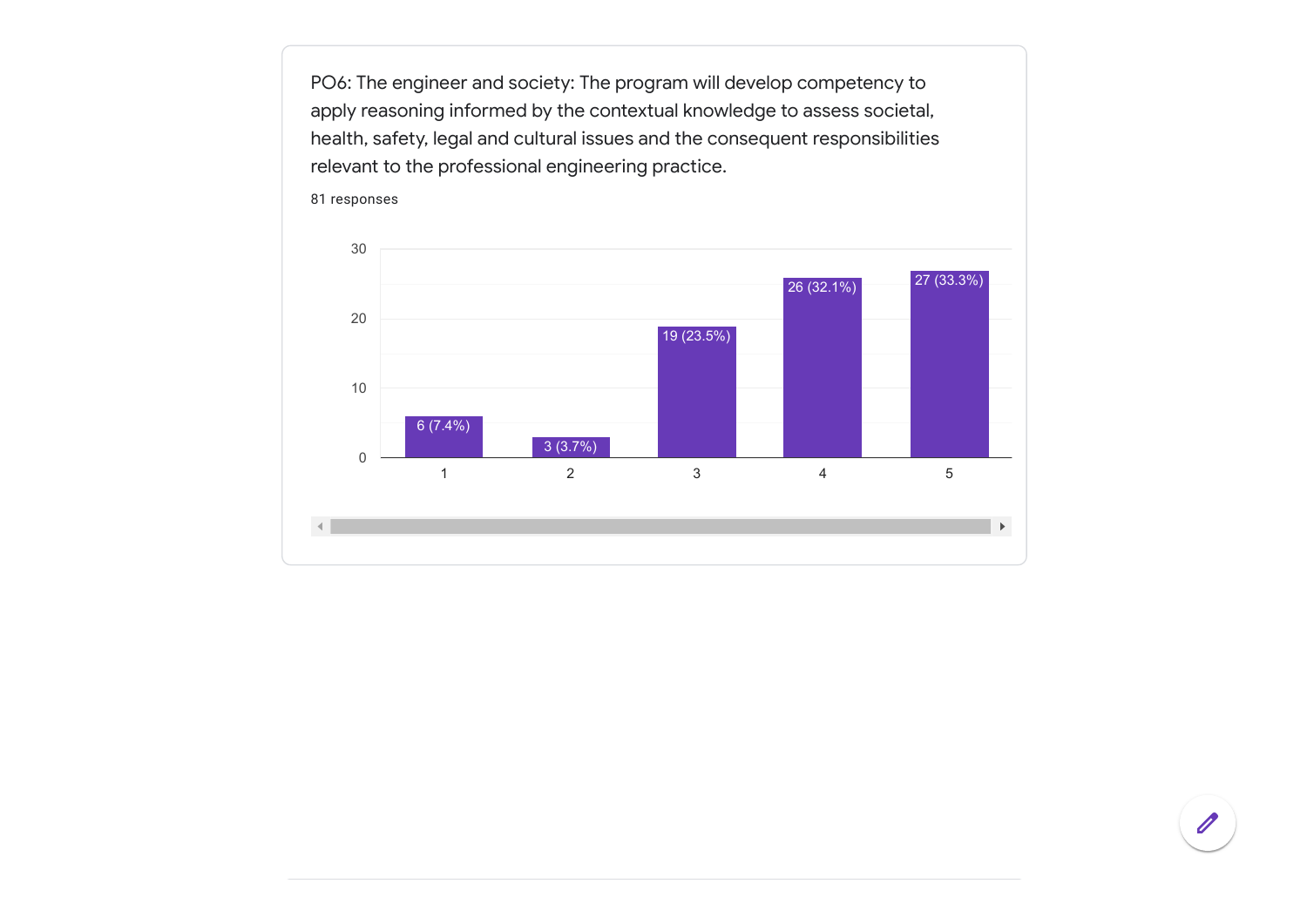PO6: The engineer and society: The program will develop competency to apply reasoning informed by the contextual knowledge to assess societal, health, safety, legal and cultural issues and the consequent responsibilities relevant to the professional engineering practice.

81 responses

| Rating | Responses |
| --- | --- |
| 1 | 6 (7.4%) |
| 2 | 3 (3.7%) |
| 3 | 19 (23.5%) |
| 4 | 26 (32.1%) |
| 5 | 27 (33.3%) |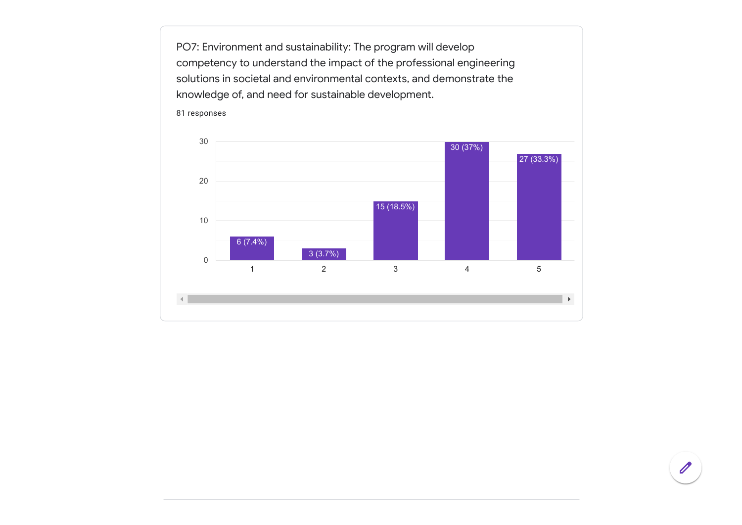PO7: Environment and sustainability: The program will develop competency to understand the impact of the professional engineering solutions in societal and environmental contexts, and demonstrate the knowledge of, and need for sustainable development.

81 responses

| Rating | Responses |
| --- | --- |
| 1 | 6 (7.4%) |
| 2 | 3 (3.7%) |
| 3 | 15 (18.5%) |
| 4 | 30 (37%) |
| 5 | 27 (33.3%) |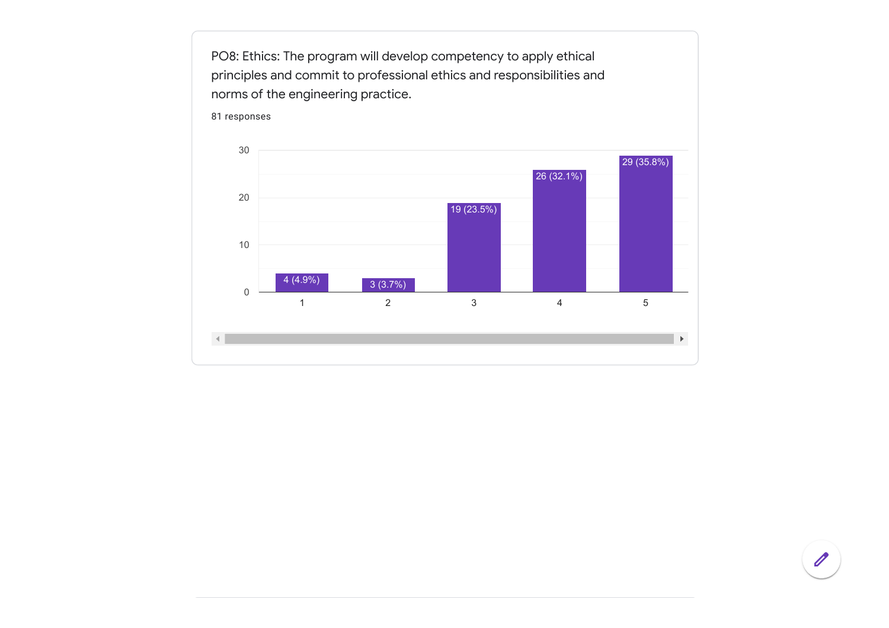PO8: Ethics: The program will develop competency to apply ethical principles and commit to professional ethics and responsibilities and norms of the engineering practice.

81 responses

| Rating | Responses |
| --- | --- |
| 1 | 4 (4.9%) |
| 2 | 3 (3.7%) |
| 3 | 19 (23.5%) |
| 4 | 26 (32.1%) |
| 5 | 29 (35.8%) |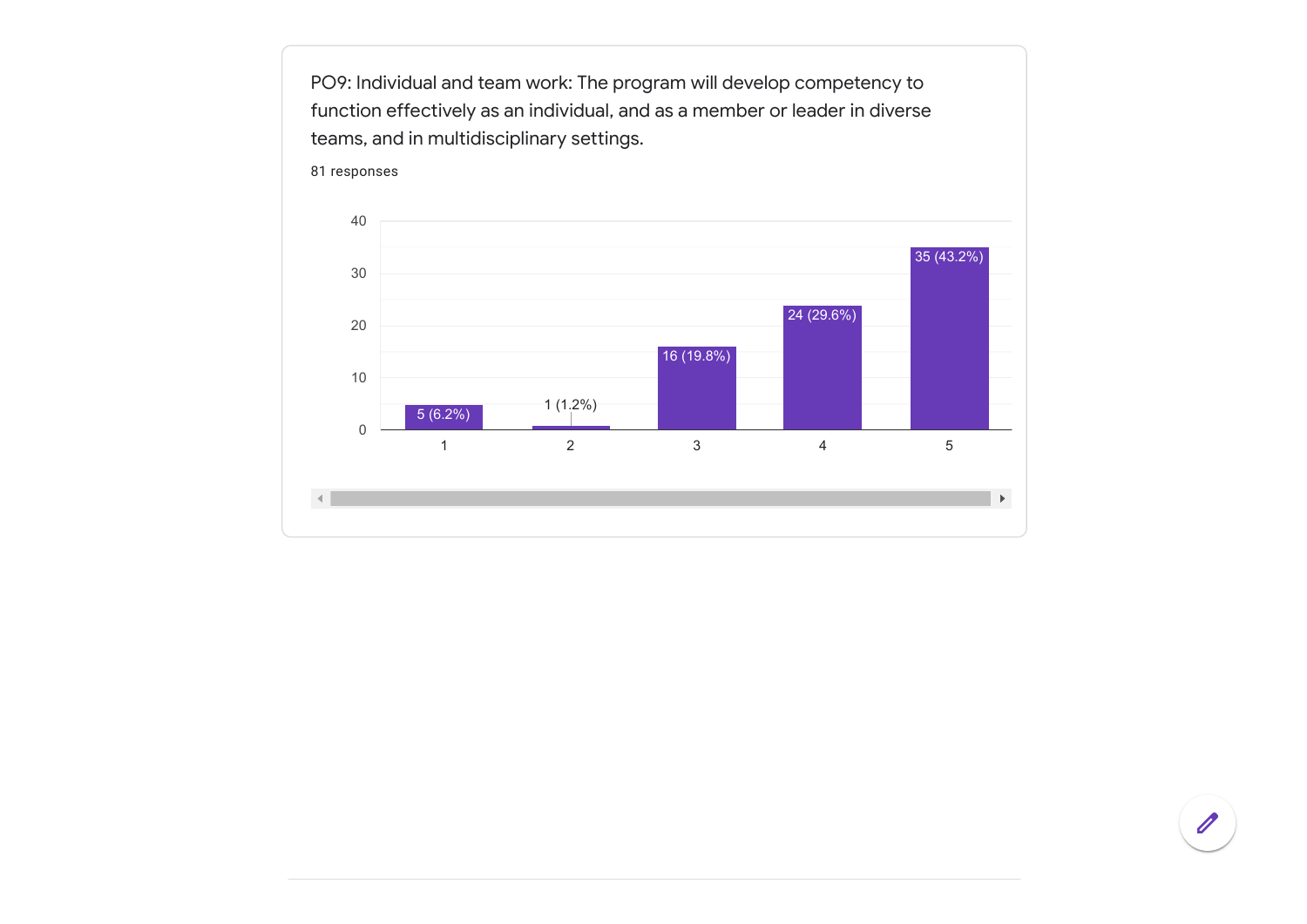PO9: Individual and team work: The program will develop competency to function effectively as an individual, and as a member or leader in diverse teams, and in multidisciplinary settings.

81 responses

| Rating | Responses |
| --- | --- |
| 1 | 5 (6.2%) |
| 2 | 1 (1.2%) |
| 3 | 16 (19.8%) |
| 4 | 24 (29.6%) |
| 5 | 35 (43.2%) |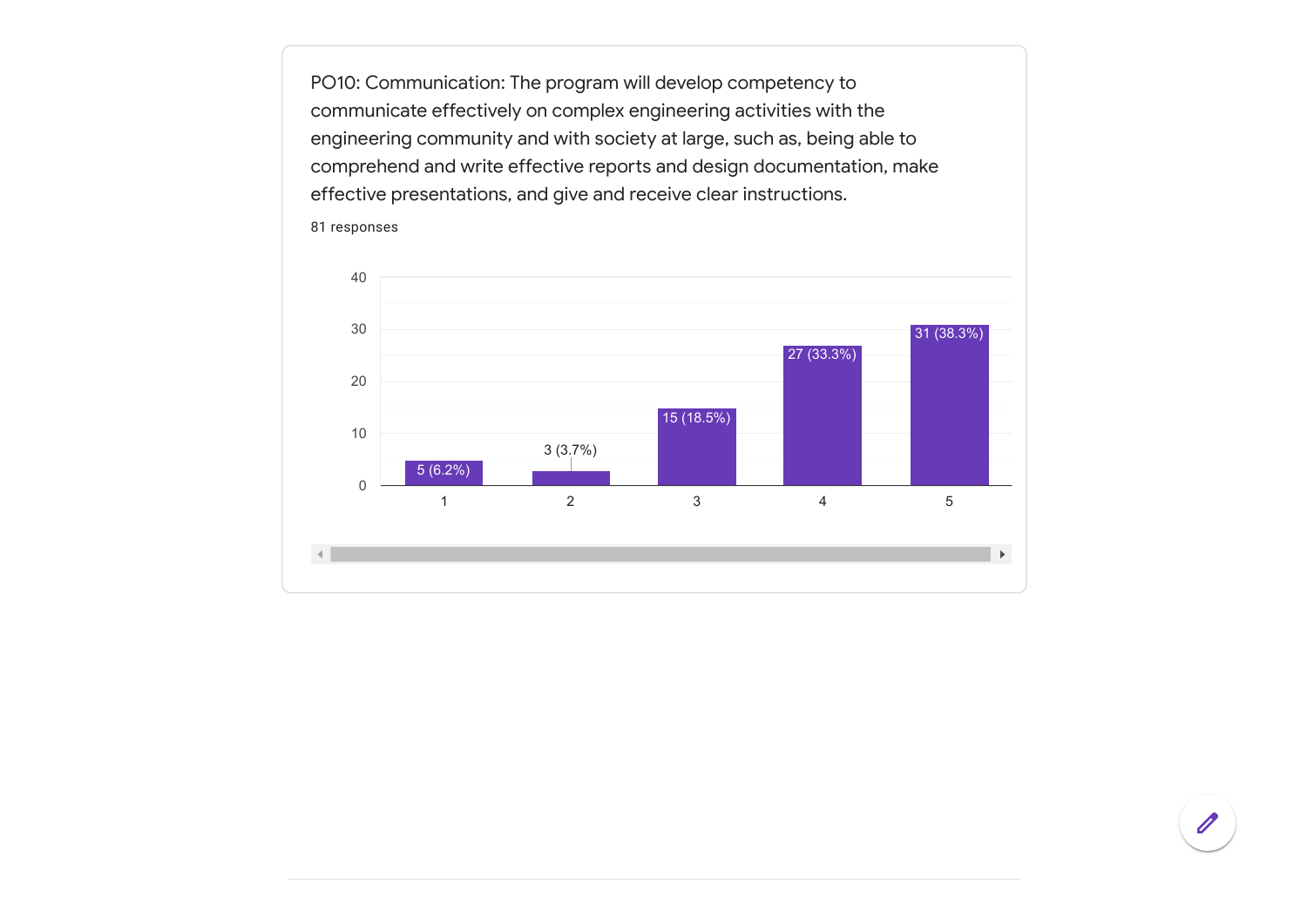PO10: Communication: The program will develop competency to communicate effectively on complex engineering activities with the engineering community and with society at large, such as, being able to comprehend and write effective reports and design documentation, make effective presentations, and give and receive clear instructions.

81 responses

| Rating | Responses |
|---|---|
| 1 | 5 (6.2%) |
| 2 | 3 (3.7%) |
| 3 | 15 (18.5%) |
| 4 | 27 (33.3%) |
| 5 | 31 (38.3%) |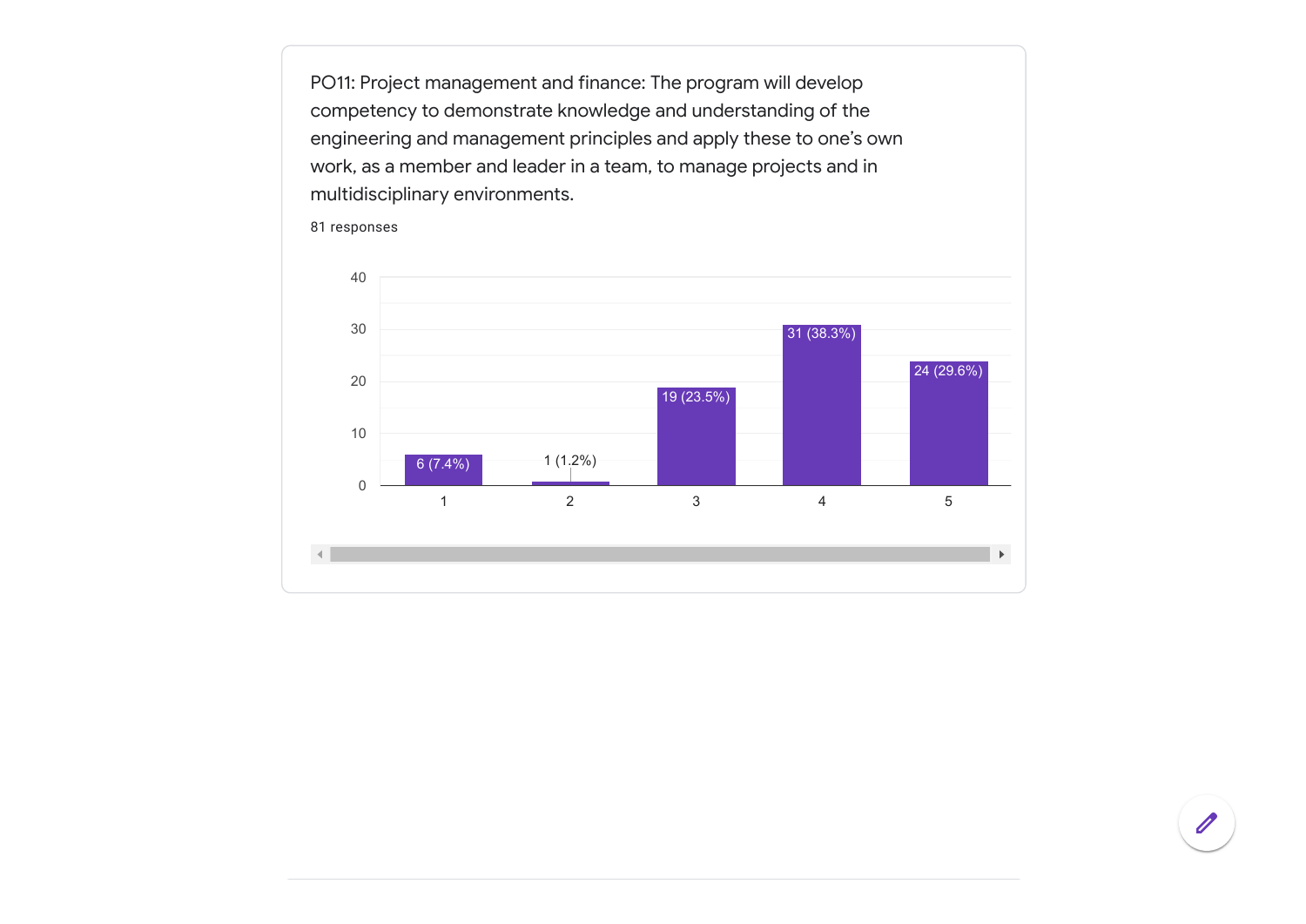PO11: Project management and finance: The program will develop competency to demonstrate knowledge and understanding of the engineering and management principles and apply these to one's own work, as a member and leader in a team, to manage projects and in multidisciplinary environments.

81 responses

| Rating | Responses |
|---|---|
| 1 | 6 (7.4%) |
| 2 | 1 (1.2%) |
| 3 | 19 (23.5%) |
| 4 | 31 (38.3%) |
| 5 | 24 (29.6%) |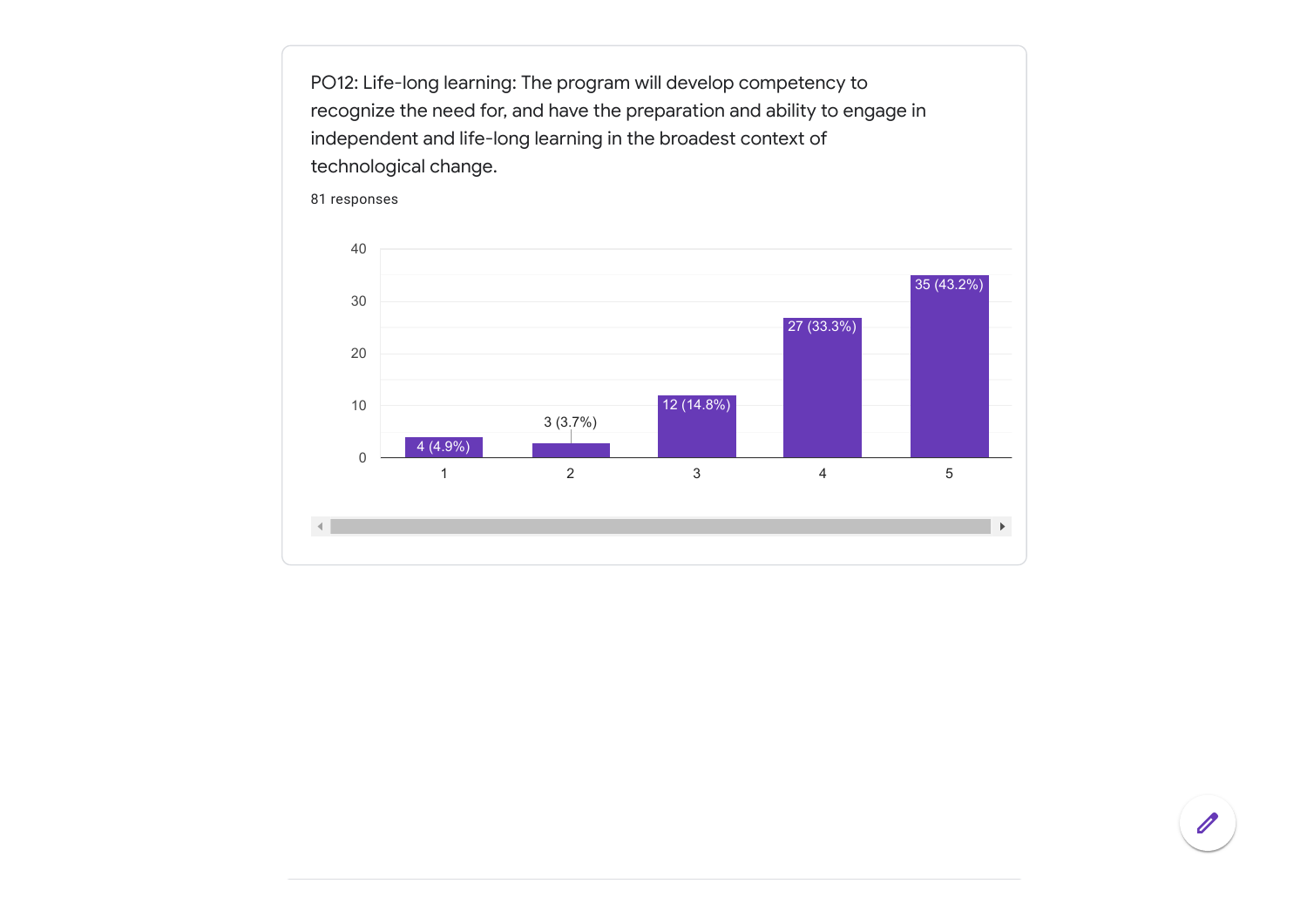PO12: Life-long learning: The program will develop competency to recognize the need for, and have the preparation and ability to engage in independent and life-long learning in the broadest context of technological change.

81 responses

| Rating | Responses |
| --- | --- |
| 1 | 4 (4.9%) |
| 2 | 3 (3.7%) |
| 3 | 12 (14.8%) |
| 4 | 27 (33.3%) |
| 5 | 35 (43.2%) |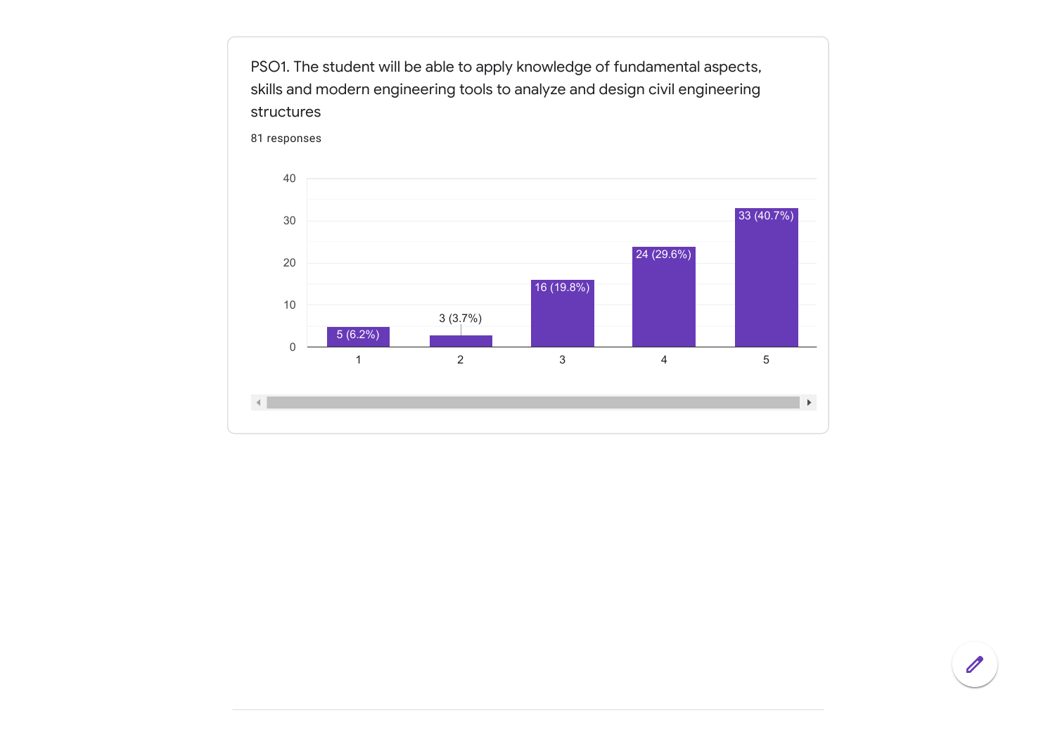PSO1. The student will be able to apply knowledge of fundamental aspects, skills and modern engineering tools to analyze and design civil engineering structures

81 responses

| Rating | Responses |
| --- | --- |
| 1 | 5 (6.2%) |
| 2 | 3 (3.7%) |
| 3 | 16 (19.8%) |
| 4 | 24 (29.6%) |
| 5 | 33 (40.7%) |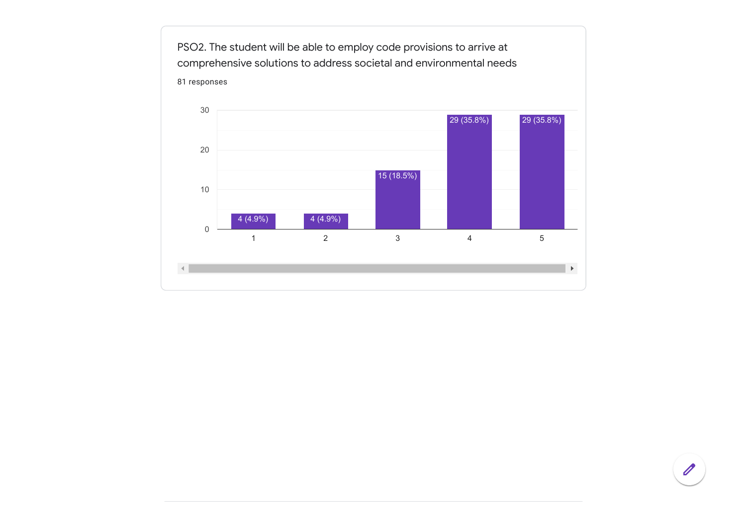PSO2. The student will be able to employ code provisions to arrive at comprehensive solutions to address societal and environmental needs

81 responses

| Rating | Responses |
|---|---|
| 1 | 4 (4.9%) |
| 2 | 4 (4.9%) |
| 3 | 15 (18.5%) |
| 4 | 29 (35.8%) |
| 5 | 29 (35.8%) |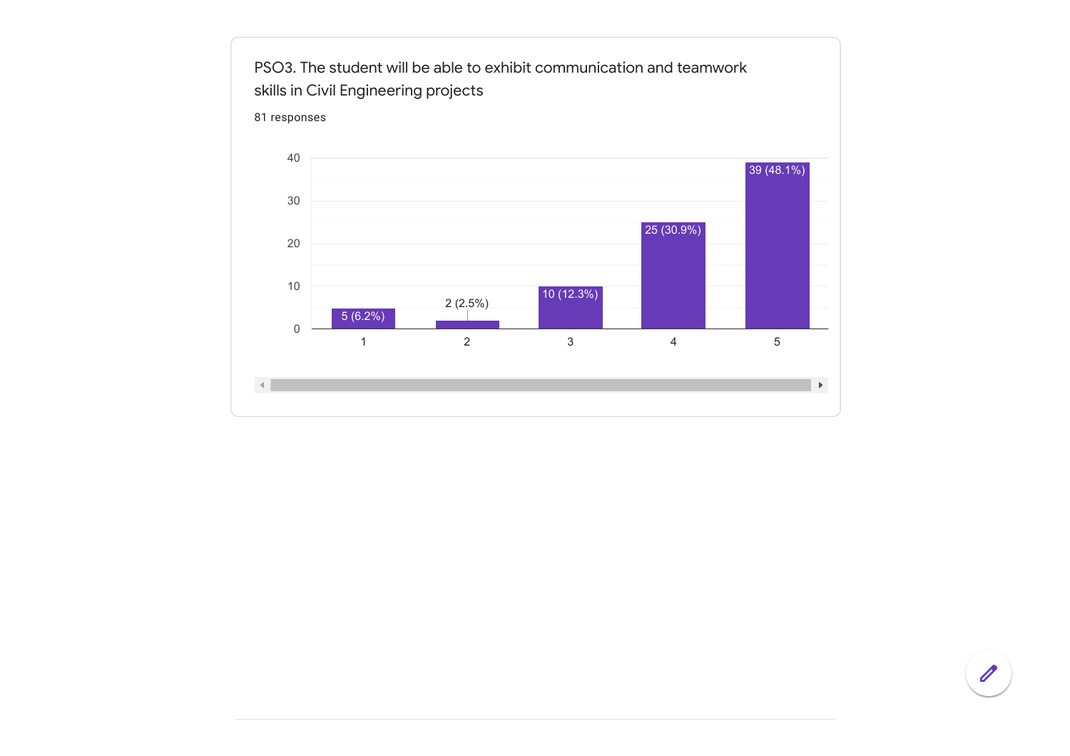PSO3. The student will be able to exhibit communication and teamwork skills in Civil Engineering projects

81 responses

| Rating | Responses |
| --- | --- |
| 1 | 5 (6.2%) |
| 2 | 2 (2.5%) |
| 3 | 10 (12.3%) |
| 4 | 25 (30.9%) |
| 5 | 39 (48.1%) |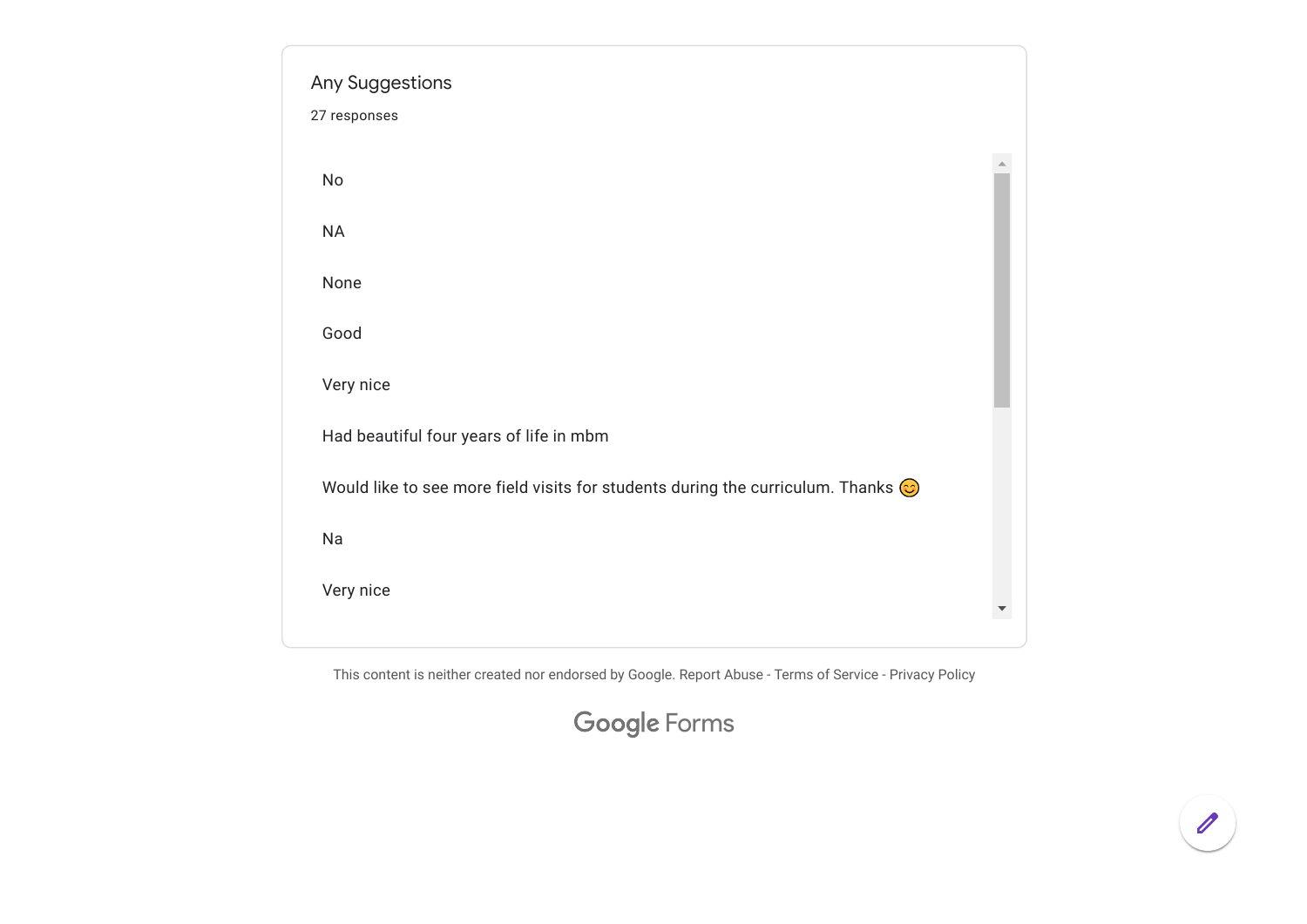## Any Suggestions

27 responses

No

NA

None

Good

Very nice

Had beautiful four years of life in mbm

Would like to see more field visits for students during the curriculum. Thanks 😊

Na

Very nice

This content is neither created nor endorsed by Google. Report Abuse - Terms of Service - Privacy Policy

Google Forms